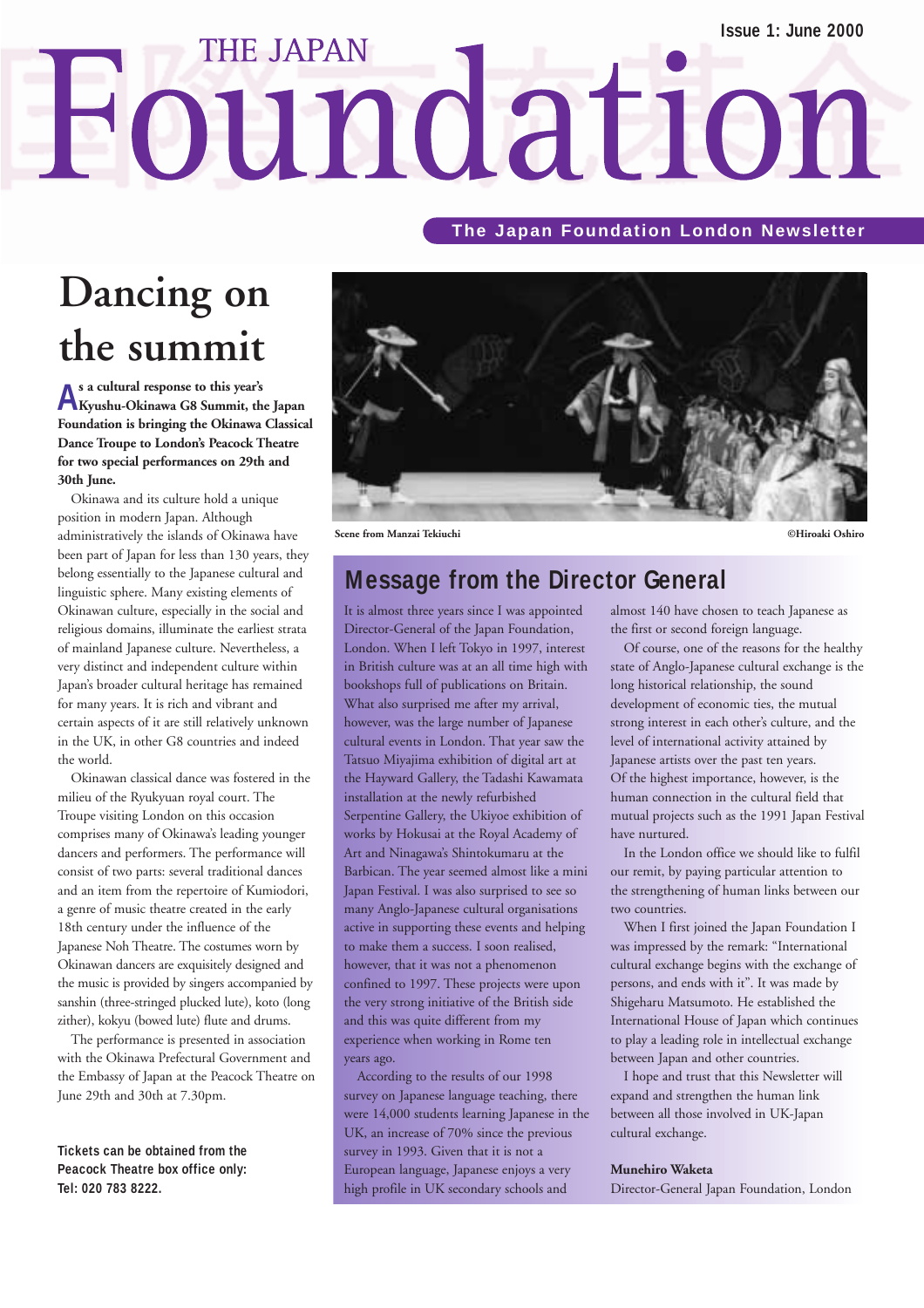Issue 1: June 2000

# THE JAPAN Foundation

**The Japan Foundation London Newsletter**

# Dancing on the summit

**As a cultural response to this year's Kyushu-Okinawa G8 Summit, the Japan Foundation is bringing the Okinawa Classical Dance Troupe to London's Peacock Theatre for two special performances on 29th and 30th June.**

Okinawa and its culture hold a unique position in modern Japan. Although administratively the islands of Okinawa have been part of Japan for less than 130 years, they belong essentially to the Japanese cultural and linguistic sphere. Many existing elements of Okinawan culture, especially in the social and religious domains, illuminate the earliest strata of mainland Japanese culture. Nevertheless, a very distinct and independent culture within Japan's broader cultural heritage has remained for many years. It is rich and vibrant and certain aspects of it are still relatively unknown in the UK, in other G8 countries and indeed the world.

Okinawan classical dance was fostered in the milieu of the Ryukyuan royal court. The Troupe visiting London on this occasion comprises many of Okinawa's leading younger dancers and performers. The performance will consist of two parts: several traditional dances and an item from the repertoire of Kumiodori, a genre of music theatre created in the early 18th century under the influence of the Japanese Noh Theatre. The costumes worn by Okinawan dancers are exquisitely designed and the music is provided by singers accompanied by sanshin (three-stringed plucked lute), koto (long zither), kokyu (bowed lute) flute and drums.

The performance is presented in association with the Okinawa Prefectural Government and the Embassy of Japan at the Peacock Theatre on June 29th and 30th at 7.30pm.

**Tickets can be obtained from the Peacock Theatre box office only: Tel: 020 783 8222.**

Scene from Manzai Tekiuchi ©Hiroaki Oshiro

## Message from the Director General

It is almost three years since I was appointed Director-General of the Japan Foundation, London. When I left Tokyo in 1997, interest in British culture was at an all time high with bookshops full of publications on Britain. What also surprised me after my arrival, however, was the large number of Japanese cultural events in London. That year saw the Tatsuo Miyajima exhibition of digital art at the Hayward Gallery, the Tadashi Kawamata installation at the newly refurbished Serpentine Gallery, the Ukiyoe exhibition of works by Hokusai at the Royal Academy of Art and Ninagawa's Shintokumaru at the Barbican. The year seemed almost like a mini Japan Festival. I was also surprised to see so many Anglo-Japanese cultural organisations active in supporting these events and helping to make them a success. I soon realised, however, that it was not a phenomenon confined to 1997. These projects were upon the very strong initiative of the British side and this was quite different from my experience when working in Rome ten years ago.

According to the results of our 1998 survey on Japanese language teaching, there were 14,000 students learning Japanese in the UK, an increase of 70% since the previous survey in 1993. Given that it is not a European language, Japanese enjoys a very high profile in UK secondary schools and almost 140 have chosen to teach Japanese as the first or second foreign language.

Of course, one of the reasons for the healthy state of Anglo-Japanese cultural exchange is the long historical relationship, the sound development of economic ties, the mutual strong interest in each other's culture, and the level of international activity attained by Japanese artists over the past ten years. Of the highest importance, however, is the human connection in the cultural field that mutual projects such as the 1991 Japan Festival have nurtured.

In the London office we should like to fulfil our remit, by paying particular attention to the strengthening of human links between our two countries.

When I first joined the Japan Foundation I was impressed by the remark: "International cultural exchange begins with the exchange of persons, and ends with it". It was made by Shigeharu Matsumoto. He established the International House of Japan which continues to play a leading role in intellectual exchange between Japan and other countries.

I hope and trust that this Newsletter will expand and strengthen the human link between all those involved in UK-Japan cultural exchange.

**Munehiro Waketa**
Director-General Japan Foundation, London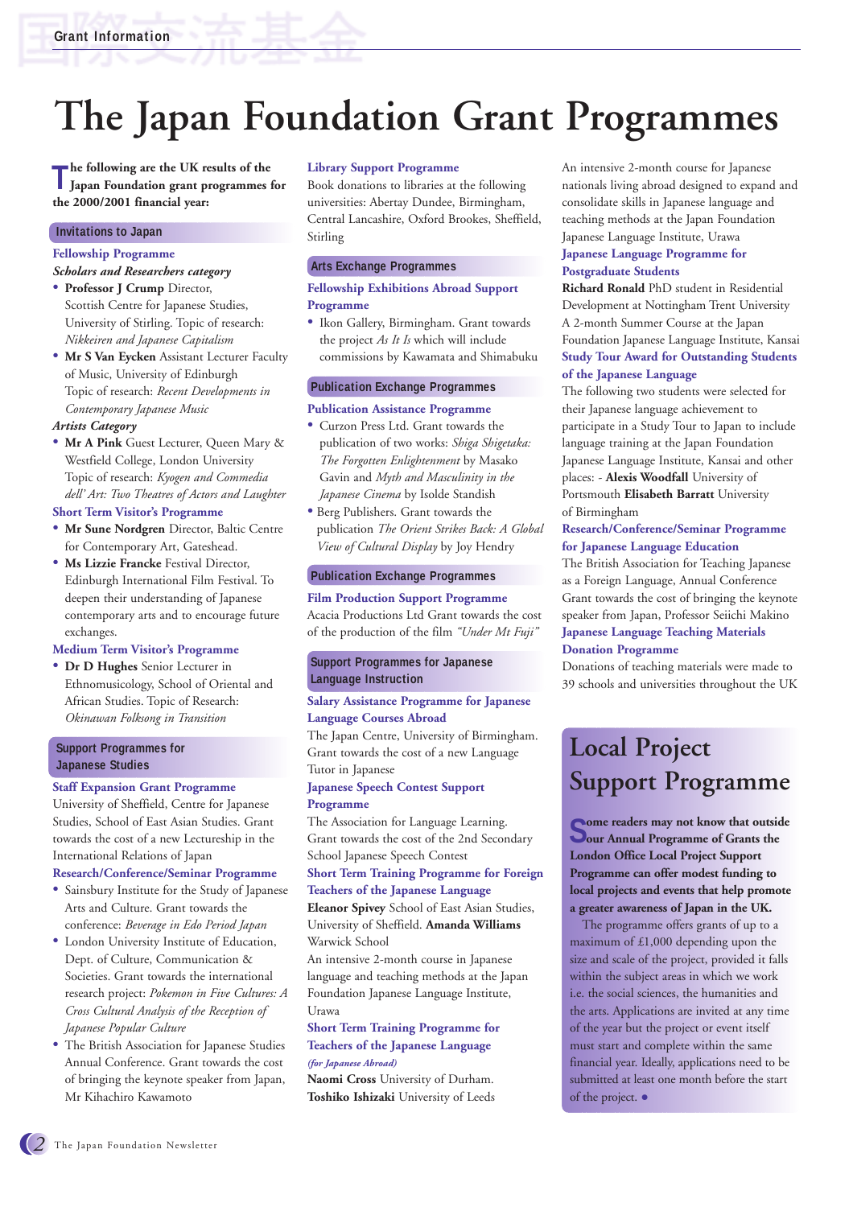// Grant Information

# The Japan Foundation Grant Programmes

**The following are the UK results of the Japan Foundation grant programmes for the 2000/2001 financial year:**

## Invitations to Japan

### Fellowship Programme

***Scholars and Researchers category***

- **Professor J Crump** Director, Scottish Centre for Japanese Studies, University of Stirling. Topic of research: *Nikkeiren and Japanese Capitalism*
- **Mr S Van Eycken** Assistant Lecturer Faculty of Music, University of Edinburgh Topic of research: *Recent Developments in Contemporary Japanese Music*

*Artists Category*

- **Mr A Pink** Guest Lecturer, Queen Mary & Westfield College, London University Topic of research: *Kyogen and Commedia dell' Art: Two Theatres of Actors and Laughter*

### Short Term Visitor's Programme

- **Mr Sune Nordgren** Director, Baltic Centre for Contemporary Art, Gateshead.
- **Ms Lizzie Francke** Festival Director, Edinburgh International Film Festival. To deepen their understanding of Japanese contemporary arts and to encourage future exchanges.

### Medium Term Visitor's Programme

- **Dr D Hughes** Senior Lecturer in Ethnomusicology, School of Oriental and African Studies. Topic of Research: *Okinawan Folksong in Transition*

## Support Programmes for Japanese Studies

### Staff Expansion Grant Programme

University of Sheffield, Centre for Japanese Studies, School of East Asian Studies. Grant towards the cost of a new Lectureship in the International Relations of Japan

### Research/Conference/Seminar Programme

- Sainsbury Institute for the Study of Japanese Arts and Culture. Grant towards the conference: *Beverage in Edo Period Japan*
- London University Institute of Education, Dept. of Culture, Communication & Societies. Grant towards the international research project: *Pokemon in Five Cultures: A Cross Cultural Analysis of the Reception of Japanese Popular Culture*
- The British Association for Japanese Studies Annual Conference. Grant towards the cost of bringing the keynote speaker from Japan, Mr Kihachiro Kawamoto

### Library Support Programme

Book donations to libraries at the following universities: Abertay Dundee, Birmingham, Central Lancashire, Oxford Brookes, Sheffield, Stirling

## Arts Exchange Programmes

### Fellowship Exhibitions Abroad Support Programme

- Ikon Gallery, Birmingham. Grant towards the project *As It Is* which will include commissions by Kawamata and Shimabuku

## Publication Exchange Programmes

### Publication Assistance Programme

- Curzon Press Ltd. Grant towards the publication of two works: *Shiga Shigetaka: The Forgotten Enlightenment* by Masako Gavin and *Myth and Masculinity in the Japanese Cinema* by Isolde Standish
- Berg Publishers. Grant towards the publication *The Orient Strikes Back: A Global View of Cultural Display* by Joy Hendry

## Publication Exchange Programmes

### Film Production Support Programme

Acacia Productions Ltd Grant towards the cost of the production of the film *"Under Mt Fuji"*

## Support Programmes for Japanese Language Instruction

### Salary Assistance Programme for Japanese Language Courses Abroad

The Japan Centre, University of Birmingham. Grant towards the cost of a new Language Tutor in Japanese

### Japanese Speech Contest Support Programme

The Association for Language Learning. Grant towards the cost of the 2nd Secondary School Japanese Speech Contest

### Short Term Training Programme for Foreign Teachers of the Japanese Language

**Eleanor Spivey** School of East Asian Studies, University of Sheffield. **Amanda Williams** Warwick School

An intensive 2-month course in Japanese language and teaching methods at the Japan Foundation Japanese Language Institute, Urawa

### Short Term Training Programme for Teachers of the Japanese Language

*(for Japanese Abroad)*

**Naomi Cross** University of Durham. **Toshiko Ishizaki** University of Leeds

An intensive 2-month course for Japanese nationals living abroad designed to expand and consolidate skills in Japanese language and teaching methods at the Japan Foundation Japanese Language Institute, Urawa

### Japanese Language Programme for Postgraduate Students

**Richard Ronald** PhD student in Residential Development at Nottingham Trent University

A 2-month Summer Course at the Japan Foundation Japanese Language Institute, Kansai

### Study Tour Award for Outstanding Students of the Japanese Language

The following two students were selected for their Japanese language achievement to participate in a Study Tour to Japan to include language training at the Japan Foundation Japanese Language Institute, Kansai and other places: - **Alexis Woodfall** University of Portsmouth **Elisabeth Barratt** University of Birmingham

### Research/Conference/Seminar Programme for Japanese Language Education

The British Association for Teaching Japanese as a Foreign Language, Annual Conference Grant towards the cost of bringing the keynote speaker from Japan, Professor Seiichi Makino

### Japanese Language Teaching Materials Donation Programme

Donations of teaching materials were made to 39 schools and universities throughout the UK

# Local Project Support Programme

**Some readers may not know that outside our Annual Programme of Grants the London Office Local Project Support Programme can offer modest funding to local projects and events that help promote a greater awareness of Japan in the UK.**

The programme offers grants of up to a maximum of £1,000 depending upon the size and scale of the project, provided it falls within the subject areas in which we work i.e. the social sciences, the humanities and the arts. Applications are invited at any time of the year but the project or event itself must start and complete within the same financial year. Ideally, applications need to be submitted at least one month before the start of the project.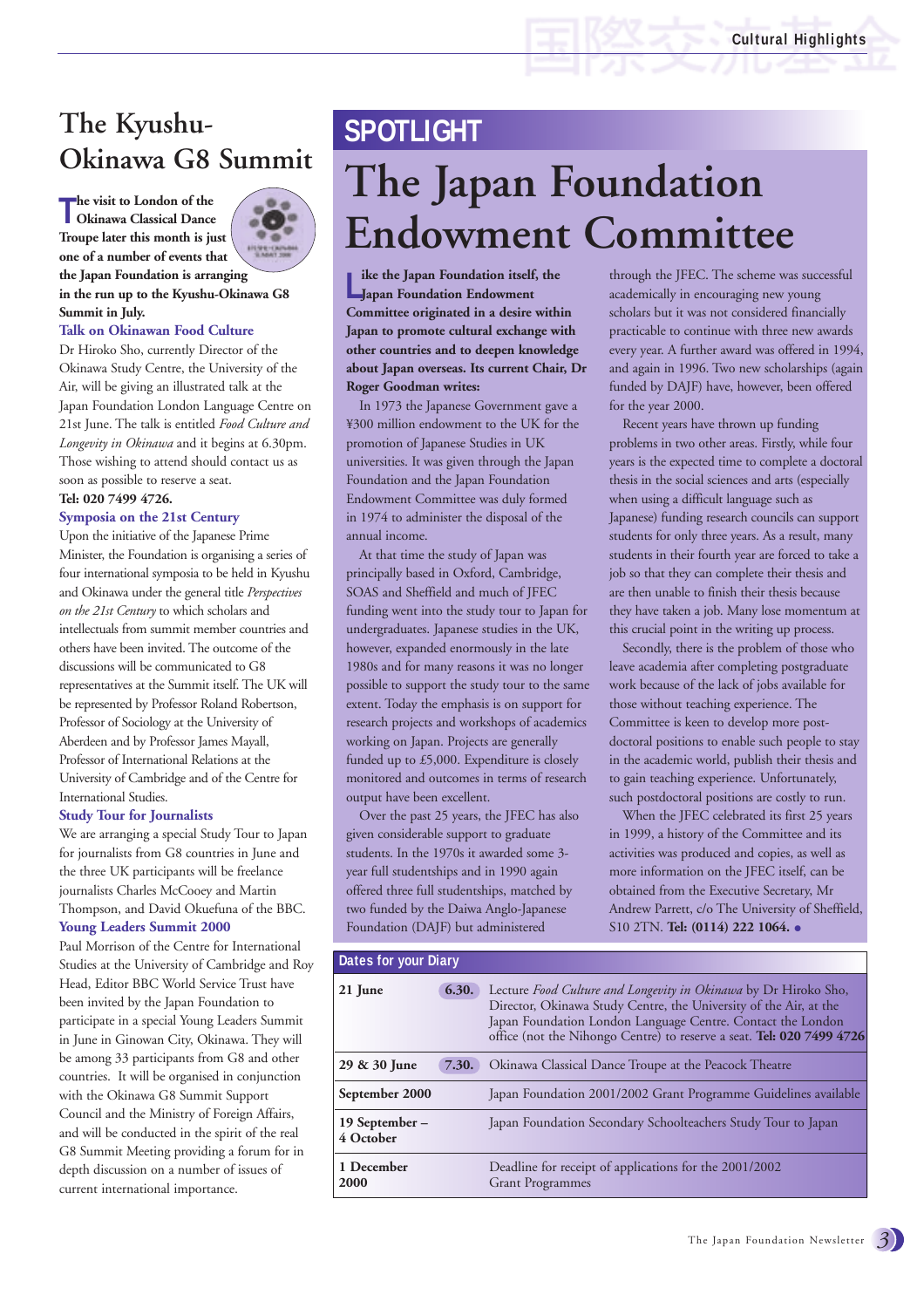# The Kyushu-Okinawa G8 Summit

**The visit to London of the Okinawa Classical Dance Troupe later this month is just one of a number of events that the Japan Foundation is arranging in the run up to the Kyushu-Okinawa G8 Summit in July.**

### Talk on Okinawan Food Culture

Dr Hiroko Sho, currently Director of the Okinawa Study Centre, the University of the Air, will be giving an illustrated talk at the Japan Foundation London Language Centre on 21st June. The talk is entitled *Food Culture and Longevity in Okinawa* and it begins at 6.30pm. Those wishing to attend should contact us as soon as possible to reserve a seat.

**Tel: 020 7499 4726.**

### Symposia on the 21st Century

Upon the initiative of the Japanese Prime Minister, the Foundation is organising a series of four international symposia to be held in Kyushu and Okinawa under the general title *Perspectives on the 21st Century* to which scholars and intellectuals from summit member countries and others have been invited. The outcome of the discussions will be communicated to G8 representatives at the Summit itself. The UK will be represented by Professor Roland Robertson, Professor of Sociology at the University of Aberdeen and by Professor James Mayall, Professor of International Relations at the University of Cambridge and of the Centre for International Studies.

### Study Tour for Journalists

We are arranging a special Study Tour to Japan for journalists from G8 countries in June and the three UK participants will be freelance journalists Charles McCooey and Martin Thompson, and David Okuefuna of the BBC.

### Young Leaders Summit 2000

Paul Morrison of the Centre for International Studies at the University of Cambridge and Roy Head, Editor BBC World Service Trust have been invited by the Japan Foundation to participate in a special Young Leaders Summit in June in Ginowan City, Okinawa. They will be among 33 participants from G8 and other countries. It will be organised in conjunction with the Okinawa G8 Summit Support Council and the Ministry of Foreign Affairs, and will be conducted in the spirit of the real G8 Summit Meeting providing a forum for in depth discussion on a number of issues of current international importance.

## SPOTLIGHT

# The Japan Foundation Endowment Committee

**Like the Japan Foundation itself, the Japan Foundation Endowment Committee originated in a desire within Japan to promote cultural exchange with other countries and to deepen knowledge about Japan overseas. Its current Chair, Dr Roger Goodman writes:**

In 1973 the Japanese Government gave a ¥300 million endowment to the UK for the promotion of Japanese Studies in UK universities. It was given through the Japan Foundation and the Japan Foundation Endowment Committee was duly formed in 1974 to administer the disposal of the annual income.

At that time the study of Japan was principally based in Oxford, Cambridge, SOAS and Sheffield and much of JFEC funding went into the study tour to Japan for undergraduates. Japanese studies in the UK, however, expanded enormously in the late 1980s and for many reasons it was no longer possible to support the study tour to the same extent. Today the emphasis is on support for research projects and workshops of academics working on Japan. Projects are generally funded up to £5,000. Expenditure is closely monitored and outcomes in terms of research output have been excellent.

Over the past 25 years, the JFEC has also given considerable support to graduate students. In the 1970s it awarded some 3-year full studentships and in 1990 again offered three full studentships, matched by two funded by the Daiwa Anglo-Japanese Foundation (DAJF) but administered through the JFEC. The scheme was successful academically in encouraging new young scholars but it was not considered financially practicable to continue with three new awards every year. A further award was offered in 1994, and again in 1996. Two new scholarships (again funded by DAJF) have, however, been offered for the year 2000.

Recent years have thrown up funding problems in two other areas. Firstly, while four years is the expected time to complete a doctoral thesis in the social sciences and arts (especially when using a difficult language such as Japanese) funding research councils can support students for only three years. As a result, many students in their fourth year are forced to take a job so that they can complete their thesis and are then unable to finish their thesis because they have taken a job. Many lose momentum at this crucial point in the writing up process.

Secondly, there is the problem of those who leave academia after completing postgraduate work because of the lack of jobs available for those without teaching experience. The Committee is keen to develop more post-doctoral positions to enable such people to stay in the academic world, publish their thesis and to gain teaching experience. Unfortunately, such postdoctoral positions are costly to run.

When the JFEC celebrated its first 25 years in 1999, a history of the Committee and its activities was produced and copies, as well as more information on the JFEC itself, can be obtained from the Executive Secretary, Mr Andrew Parrett, c/o The University of Sheffield, S10 2TN. **Tel: (0114) 222 1064.**

## Dates for your Diary

| Date | Time | Event |
|---|---|---|
| **21 June** | **6.30.** | Lecture *Food Culture and Longevity in Okinawa* by Dr Hiroko Sho, Director, Okinawa Study Centre, the University of the Air, at the Japan Foundation London Language Centre. Contact the London office (not the Nihongo Centre) to reserve a seat. **Tel: 020 7499 4726** |
| **29 & 30 June** | **7.30.** | Okinawa Classical Dance Troupe at the Peacock Theatre |
| **September 2000** | | Japan Foundation 2001/2002 Grant Programme Guidelines available |
| **19 September – 4 October** | | Japan Foundation Secondary Schoolteachers Study Tour to Japan |
| **1 December 2000** | | Deadline for receipt of applications for the 2001/2002 Grant Programmes |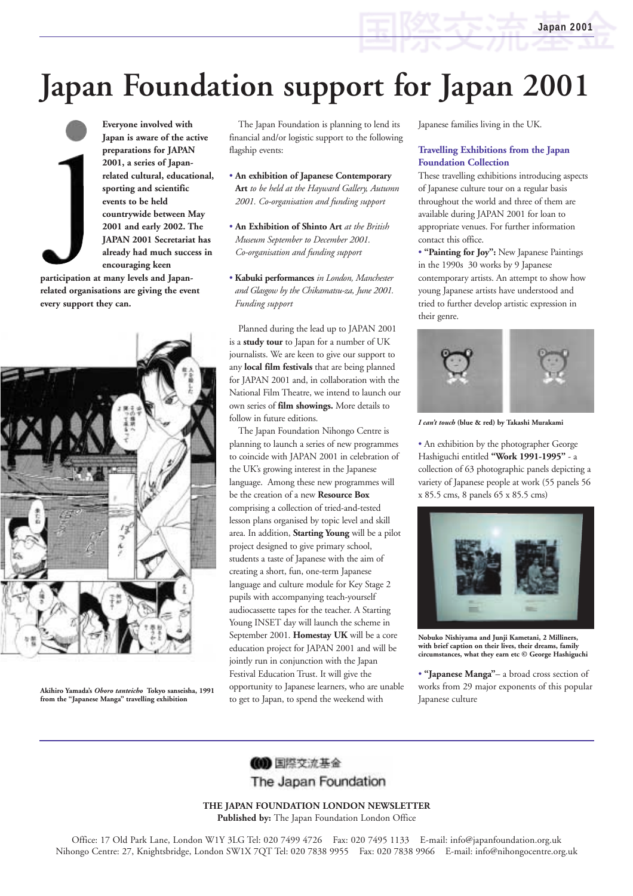# Japan Foundation support for Japan 2001

**Everyone involved with Japan is aware of the active preparations for JAPAN 2001, a series of Japan-related cultural, educational, sporting and scientific events to be held countrywide between May 2001 and early 2002. The JAPAN 2001 Secretariat has already had much success in encouraging keen participation at many levels and Japan-related organisations are giving the event every support they can.**

Akihiro Yamada's *Oboro tanteicho* Tokyo sanseisha, 1991 from the "Japanese Manga" travelling exhibition

The Japan Foundation is planning to lend its financial and/or logistic support to the following flagship events:

- **An exhibition of Japanese Contemporary Art** *to be held at the Hayward Gallery, Autumn 2001. Co-organisation and funding support*
- **An Exhibition of Shinto Art** *at the British Museum September to December 2001. Co-organisation and funding support*
- **Kabuki performances** *in London, Manchester and Glasgow by the Chikamatsu-za, June 2001. Funding support*

Planned during the lead up to JAPAN 2001 is a **study tour** to Japan for a number of UK journalists. We are keen to give our support to any **local film festivals** that are being planned for JAPAN 2001 and, in collaboration with the National Film Theatre, we intend to launch our own series of **film showings.** More details to follow in future editions.

The Japan Foundation Nihongo Centre is planning to launch a series of new programmes to coincide with JAPAN 2001 in celebration of the UK's growing interest in the Japanese language. Among these new programmes will be the creation of a new **Resource Box** comprising a collection of tried-and-tested lesson plans organised by topic level and skill area. In addition, **Starting Young** will be a pilot project designed to give primary school, students a taste of Japanese with the aim of creating a short, fun, one-term Japanese language and culture module for Key Stage 2 pupils with accompanying teach-yourself audiocassette tapes for the teacher. A Starting Young INSET day will launch the scheme in September 2001. **Homestay UK** will be a core education project for JAPAN 2001 and will be jointly run in conjunction with the Japan Festival Education Trust. It will give the opportunity to Japanese learners, who are unable to get to Japan, to spend the weekend with Japanese families living in the UK.

### Travelling Exhibitions from the Japan Foundation Collection

These travelling exhibitions introducing aspects of Japanese culture tour on a regular basis throughout the world and three of them are available during JAPAN 2001 for loan to appropriate venues. For further information contact this office.

- **"Painting for Joy":** New Japanese Paintings in the 1990s 30 works by 9 Japanese contemporary artists. An attempt to show how young Japanese artists have understood and tried to further develop artistic expression in their genre.

*I can't touch* (blue & red) by Takashi Murakami

- An exhibition by the photographer George Hashiguchi entitled **"Work 1991-1995"** - a collection of 63 photographic panels depicting a variety of Japanese people at work (55 panels 56 x 85.5 cms, 8 panels 65 x 85.5 cms)

Nobuko Nishiyama and Junji Kametani, 2 Milliners, with brief caption on their lives, their dreams, family circumstances, what they earn etc © George Hashiguchi

- **"Japanese Manga"**– a broad cross section of works from 29 major exponents of this popular Japanese culture

国際交流基金
The Japan Foundation

**THE JAPAN FOUNDATION LONDON NEWSLETTER**
**Published by:** The Japan Foundation London Office

Office: 17 Old Park Lane, London W1Y 3LG Tel: 020 7499 4726 Fax: 020 7495 1133 E-mail: info@japanfoundation.org.uk
Nihongo Centre: 27, Knightsbridge, London SW1X 7QT Tel: 020 7838 9955 Fax: 020 7838 9966 E-mail: info@nihongocentre.org.uk